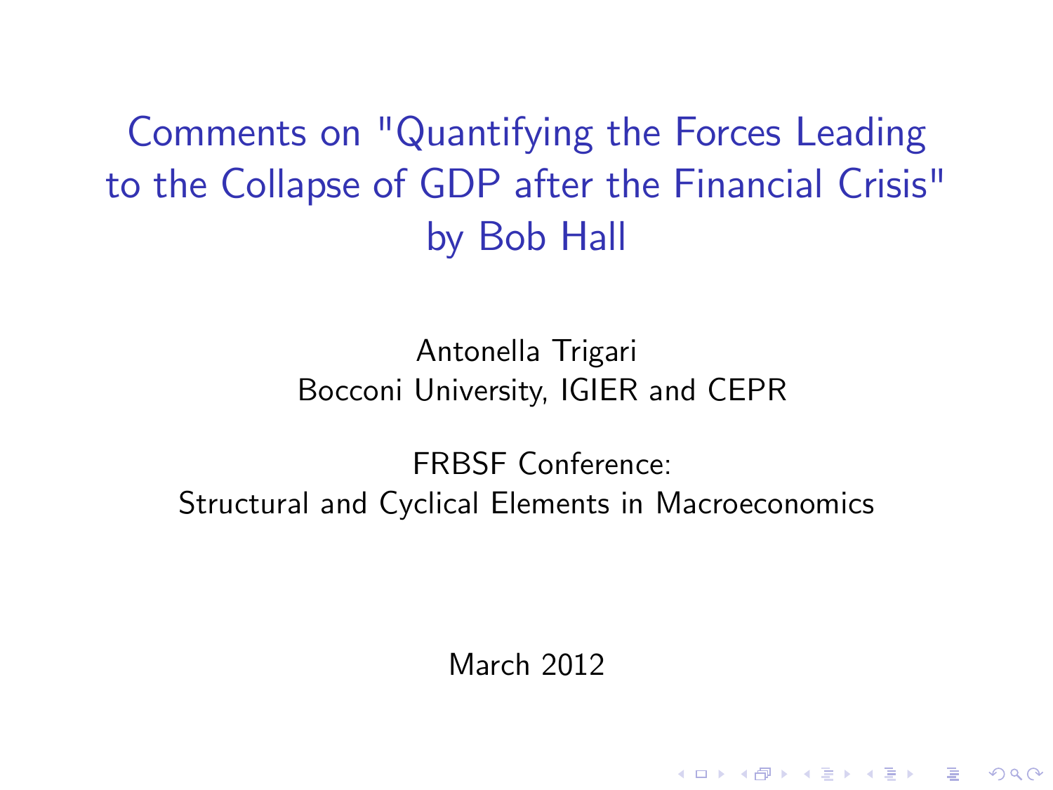# Comments on "Quantifying the Forces Leading to the Collapse of GDP after the Financial Crisis" by Bob Hall

Antonella Trigari
Bocconi University, IGIER and CEPR

FRBSF Conference:
Structural and Cyclical Elements in Macroeconomics

March 2012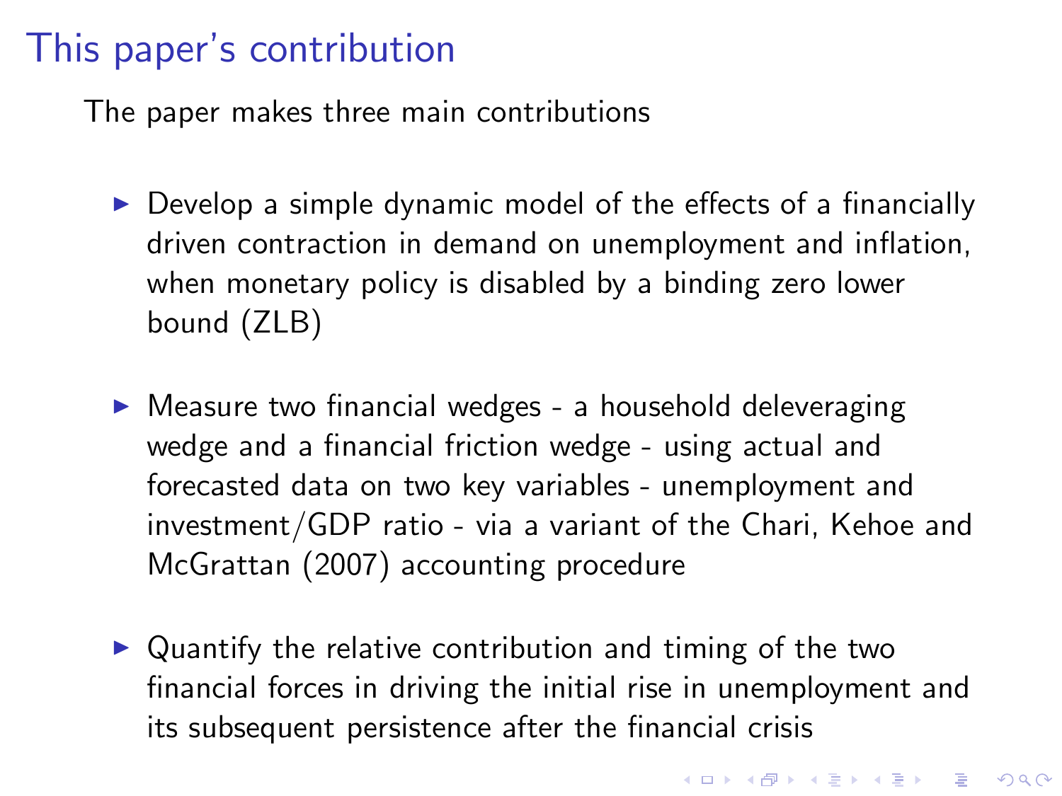# This paper's contribution

The paper makes three main contributions

- Develop a simple dynamic model of the effects of a financially driven contraction in demand on unemployment and inflation, when monetary policy is disabled by a binding zero lower bound (ZLB)

- Measure two financial wedges - a household deleveraging wedge and a financial friction wedge - using actual and forecasted data on two key variables - unemployment and investment/GDP ratio - via a variant of the Chari, Kehoe and McGrattan (2007) accounting procedure

- Quantify the relative contribution and timing of the two financial forces in driving the initial rise in unemployment and its subsequent persistence after the financial crisis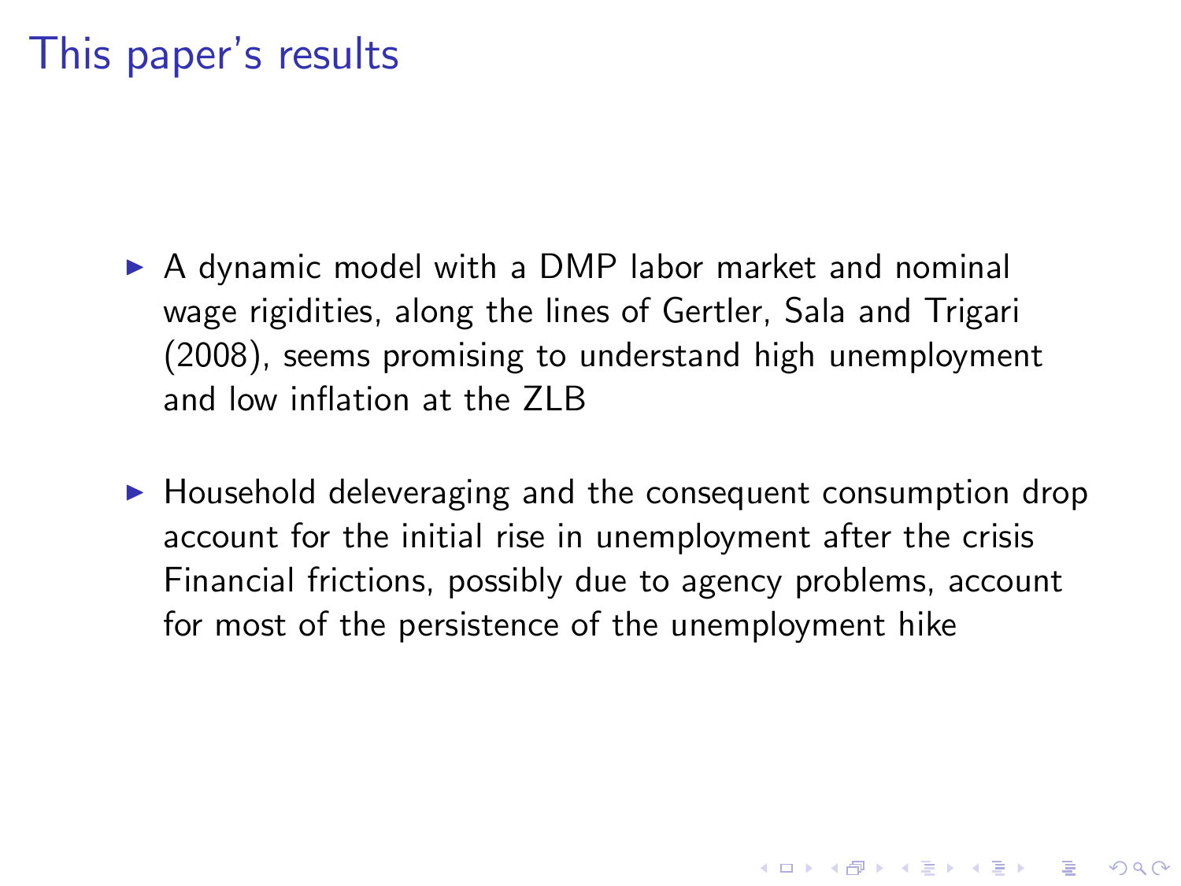# This paper's results

- A dynamic model with a DMP labor market and nominal wage rigidities, along the lines of Gertler, Sala and Trigari (2008), seems promising to understand high unemployment and low inflation at the ZLB

- Household deleveraging and the consequent consumption drop account for the initial rise in unemployment after the crisis Financial frictions, possibly due to agency problems, account for most of the persistence of the unemployment hike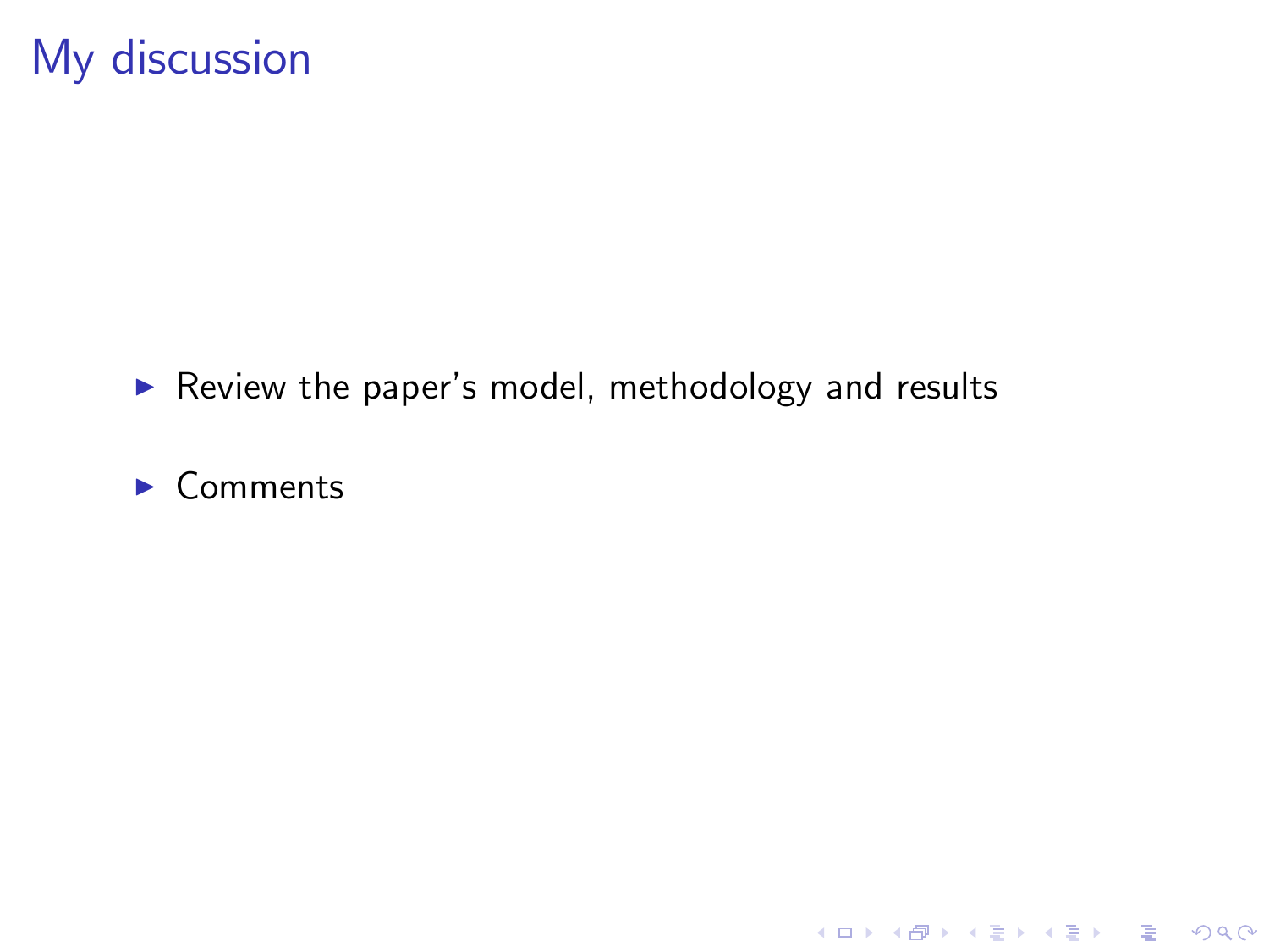# My discussion

- Review the paper's model, methodology and results
- Comments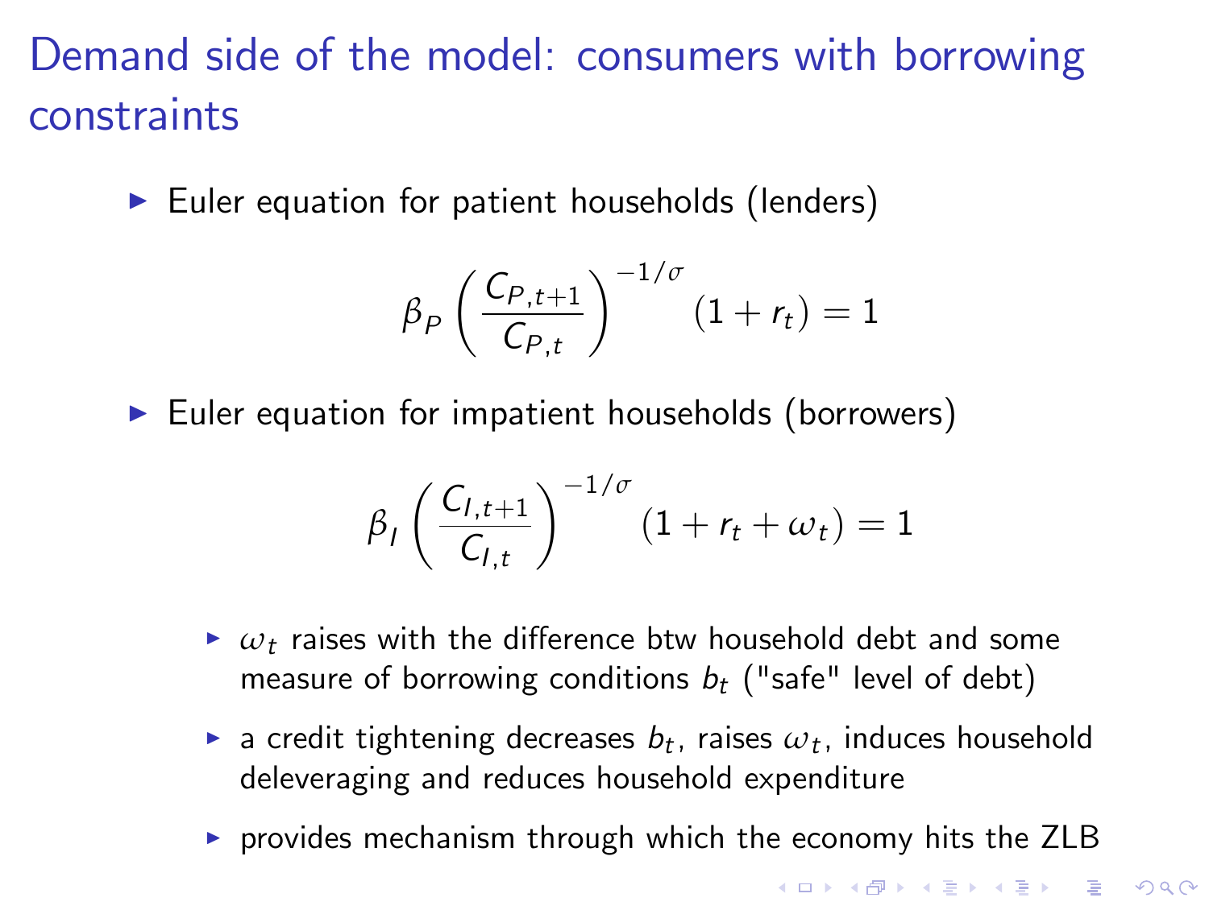# Demand side of the model: consumers with borrowing constraints

- Euler equation for patient households (lenders)

$$\beta_P \left( \frac{C_{P,t+1}}{C_{P,t}} \right)^{-1/\sigma} (1 + r_t) = 1$$

- Euler equation for impatient households (borrowers)

$$\beta_I \left( \frac{C_{I,t+1}}{C_{I,t}} \right)^{-1/\sigma} (1 + r_t + \omega_t) = 1$$

  - $\omega_t$ raises with the difference btw household debt and some measure of borrowing conditions $b_t$ ("safe" level of debt)
  - a credit tightening decreases $b_t$, raises $\omega_t$, induces household deleveraging and reduces household expenditure
  - provides mechanism through which the economy hits the ZLB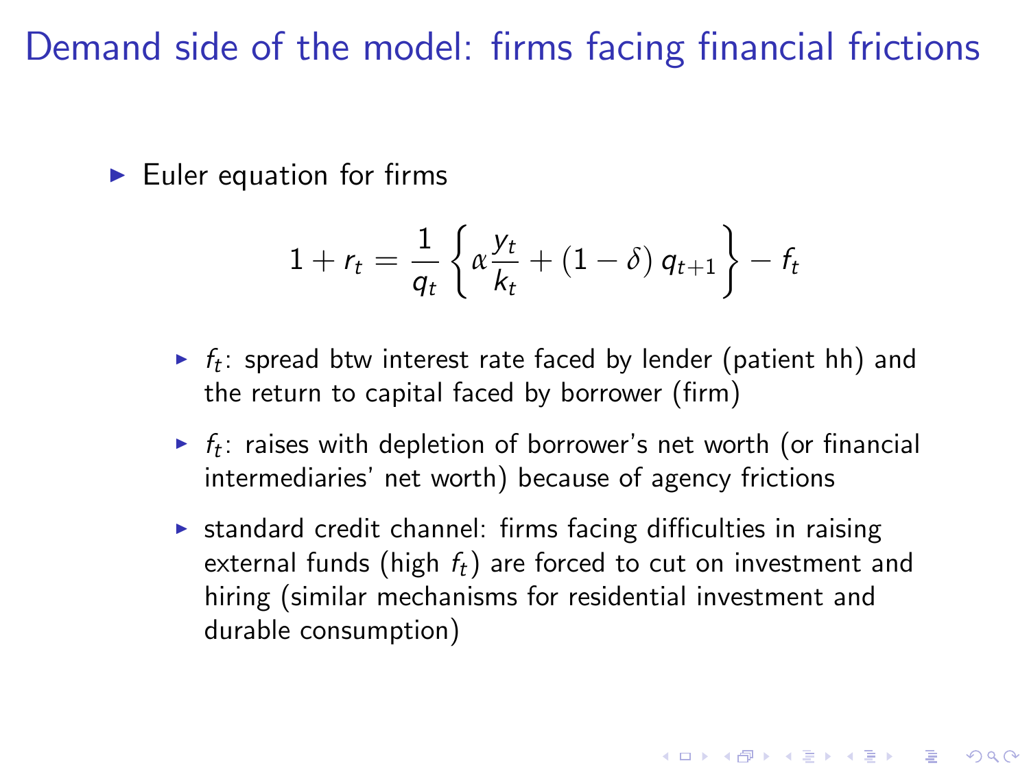# Demand side of the model: firms facing financial frictions

- Euler equation for firms

$$1 + r_t = \frac{1}{q_t} \left\{ \alpha \frac{y_t}{k_t} + (1 - \delta)\, q_{t+1} \right\} - f_t$$

  - $f_t$: spread btw interest rate faced by lender (patient hh) and the return to capital faced by borrower (firm)
  - $f_t$: raises with depletion of borrower's net worth (or financial intermediaries' net worth) because of agency frictions
  - standard credit channel: firms facing difficulties in raising external funds (high $f_t$) are forced to cut on investment and hiring (similar mechanisms for residential investment and durable consumption)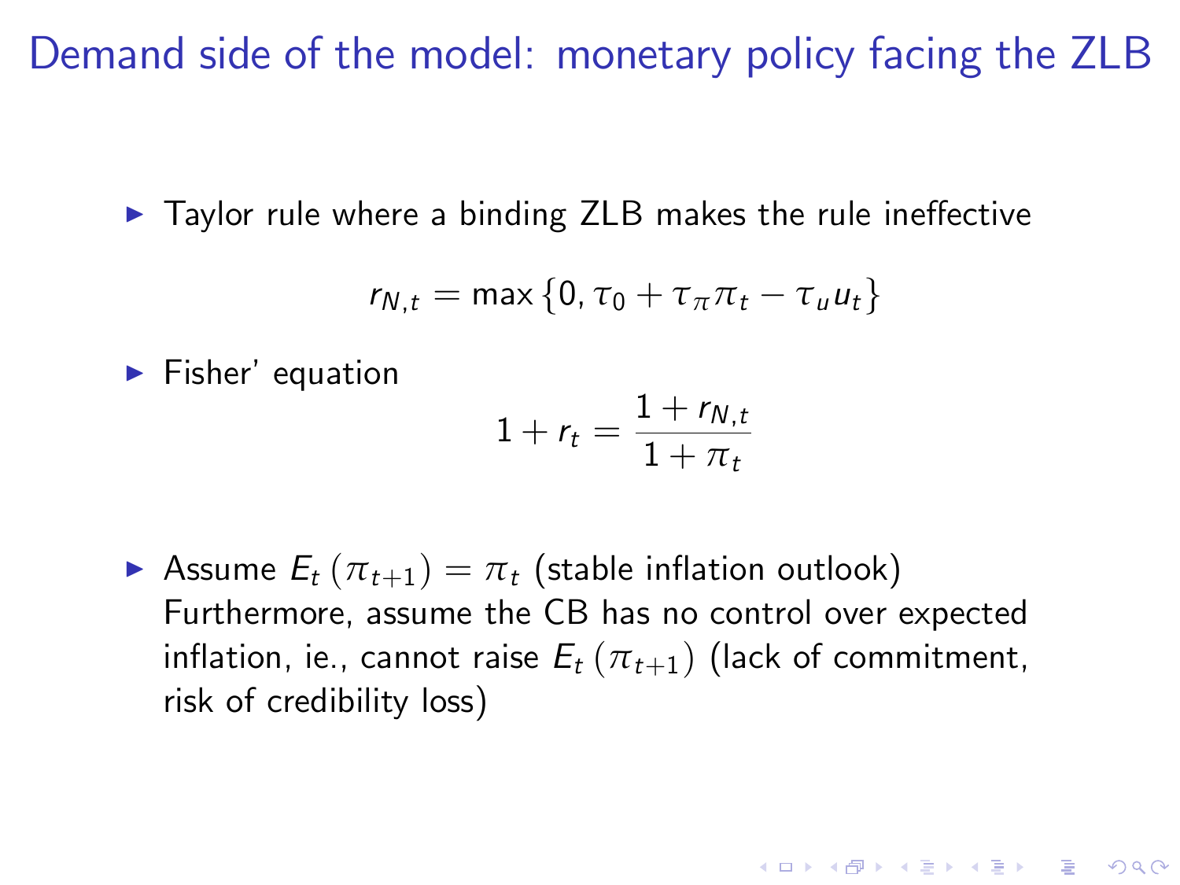# Demand side of the model: monetary policy facing the ZLB

- Taylor rule where a binding ZLB makes the rule ineffective

$$r_{N,t} = \max\left\{0, \tau_0 + \tau_\pi \pi_t - \tau_u u_t\right\}$$

- Fisher' equation

$$1 + r_t = \frac{1 + r_{N,t}}{1 + \pi_t}$$

- Assume $E_t\left(\pi_{t+1}\right) = \pi_t$ (stable inflation outlook) Furthermore, assume the CB has no control over expected inflation, ie., cannot raise $E_t\left(\pi_{t+1}\right)$ (lack of commitment, risk of credibility loss)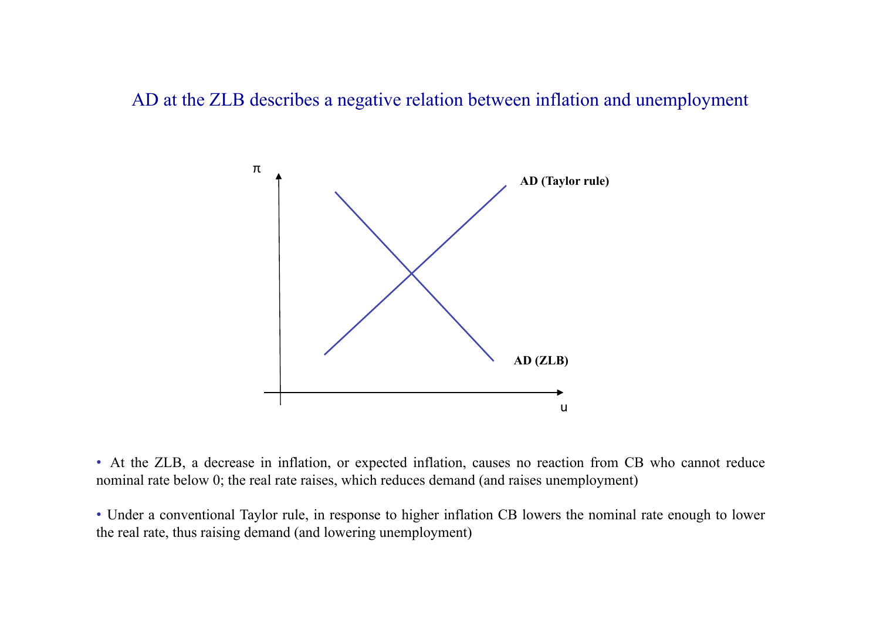## AD at the ZLB describes a negative relation between inflation and unemployment

π

AD (Taylor rule)

AD (ZLB)

u

- At the ZLB, a decrease in inflation, or expected inflation, causes no reaction from CB who cannot reduce nominal rate below 0; the real rate raises, which reduces demand (and raises unemployment)

- Under a conventional Taylor rule, in response to higher inflation CB lowers the nominal rate enough to lower the real rate, thus raising demand (and lowering unemployment)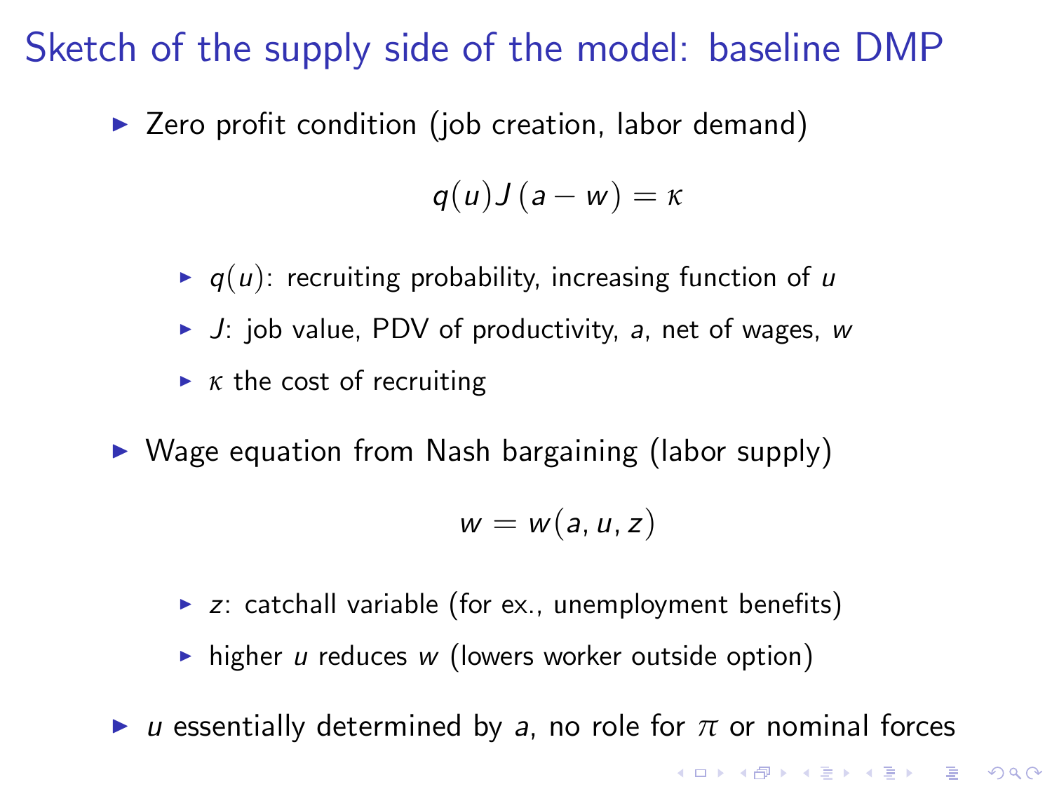# Sketch of the supply side of the model: baseline DMP

- Zero profit condition (job creation, labor demand)

$$q(u)J\,(a - w) = \kappa$$

  - $q(u)$: recruiting probability, increasing function of $u$
  - $J$: job value, PDV of productivity, $a$, net of wages, $w$
  - $\kappa$ the cost of recruiting

- Wage equation from Nash bargaining (labor supply)

$$w = w(a, u, z)$$

  - $z$: catchall variable (for ex., unemployment benefits)
  - higher $u$ reduces $w$ (lowers worker outside option)

- $u$ essentially determined by $a$, no role for $\pi$ or nominal forces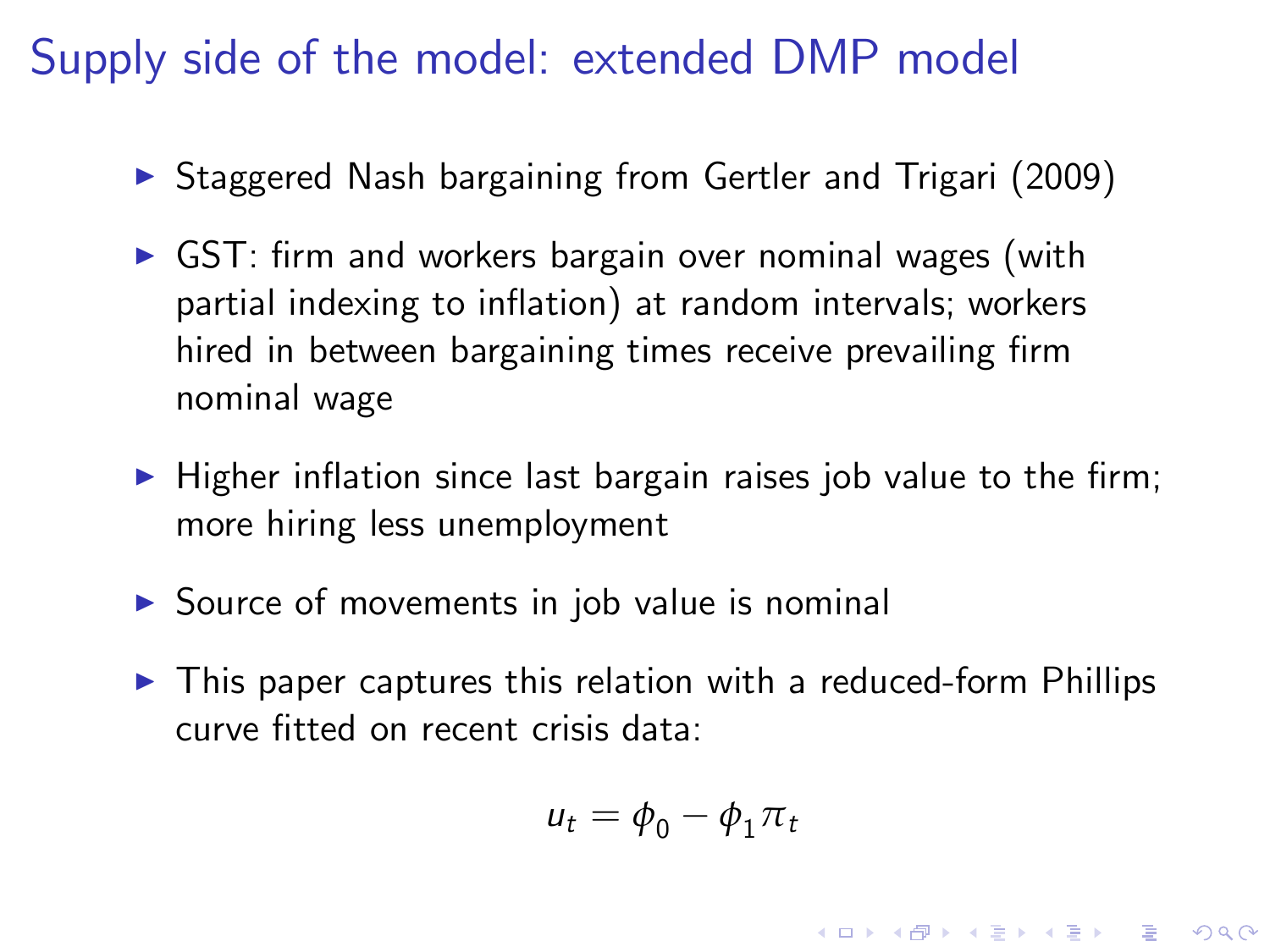# Supply side of the model: extended DMP model

- Staggered Nash bargaining from Gertler and Trigari (2009)
- GST: firm and workers bargain over nominal wages (with partial indexing to inflation) at random intervals; workers hired in between bargaining times receive prevailing firm nominal wage
- Higher inflation since last bargain raises job value to the firm; more hiring less unemployment
- Source of movements in job value is nominal
- This paper captures this relation with a reduced-form Phillips curve fitted on recent crisis data:

$$u_t = \phi_0 - \phi_1 \pi_t$$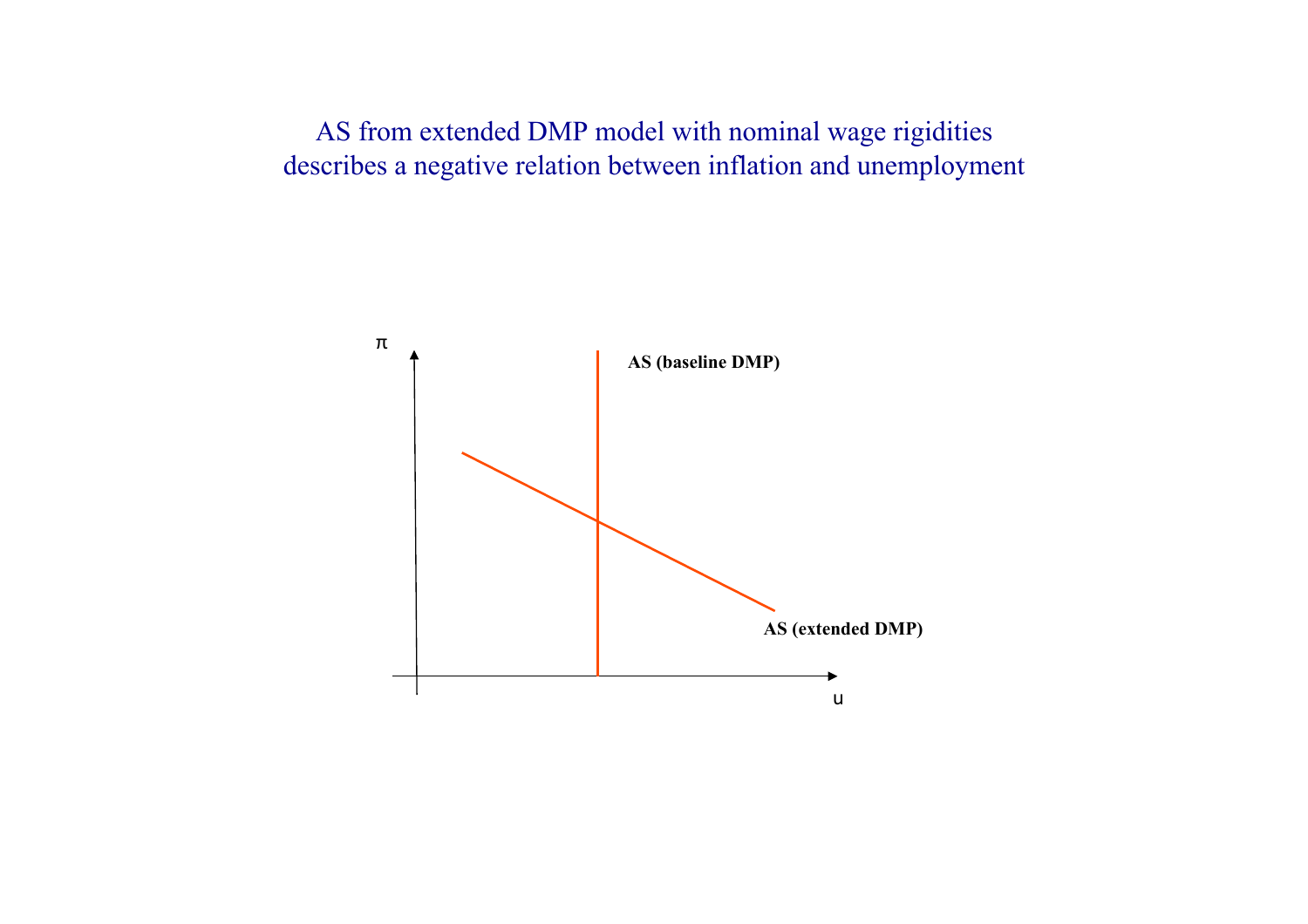AS from extended DMP model with nominal wage rigidities describes a negative relation between inflation and unemployment

$\pi$

AS (baseline DMP)

AS (extended DMP)

u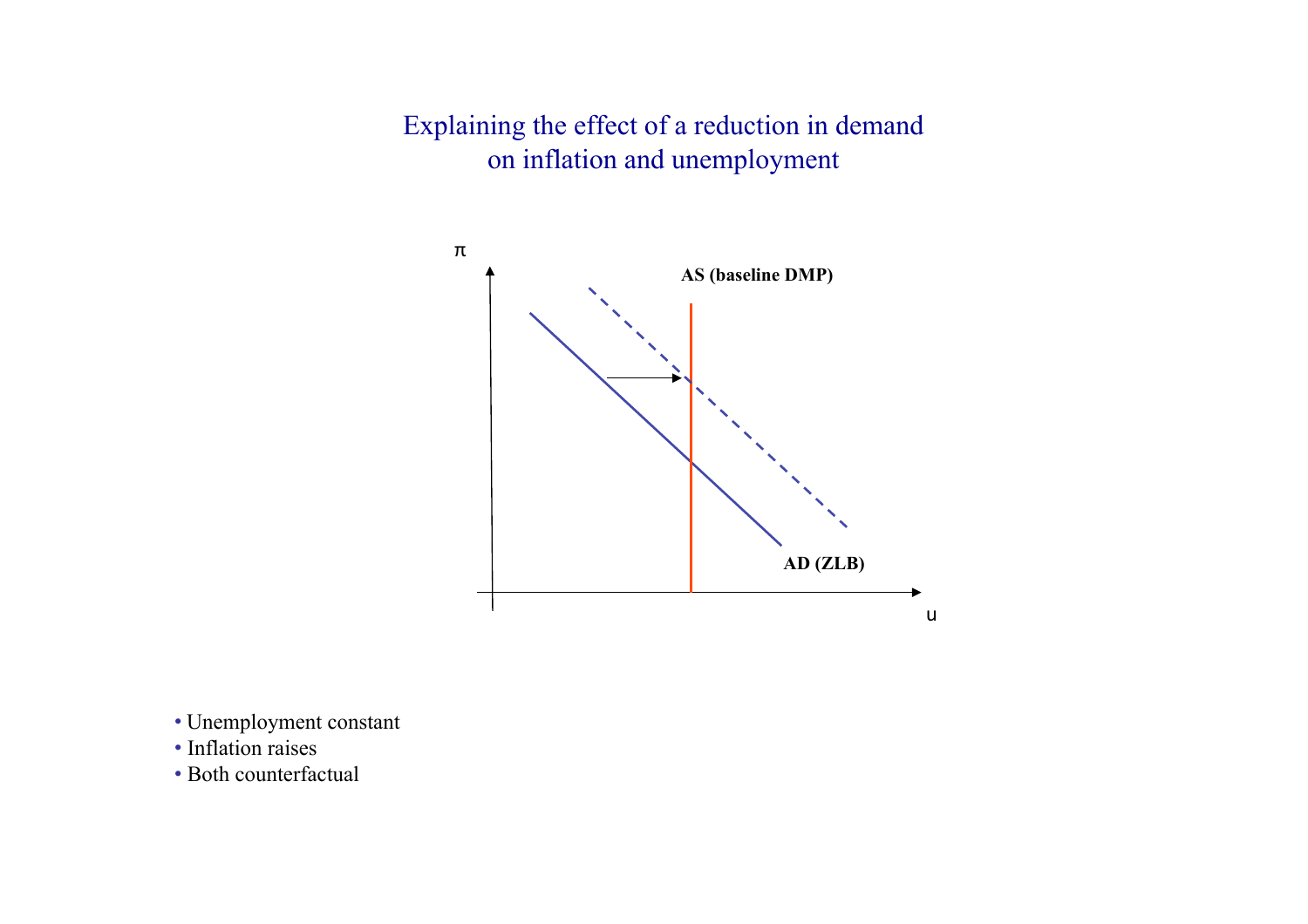# Explaining the effect of a reduction in demand on inflation and unemployment

π

AS (baseline DMP)

AD (ZLB)

u

- Unemployment constant
- Inflation raises
- Both counterfactual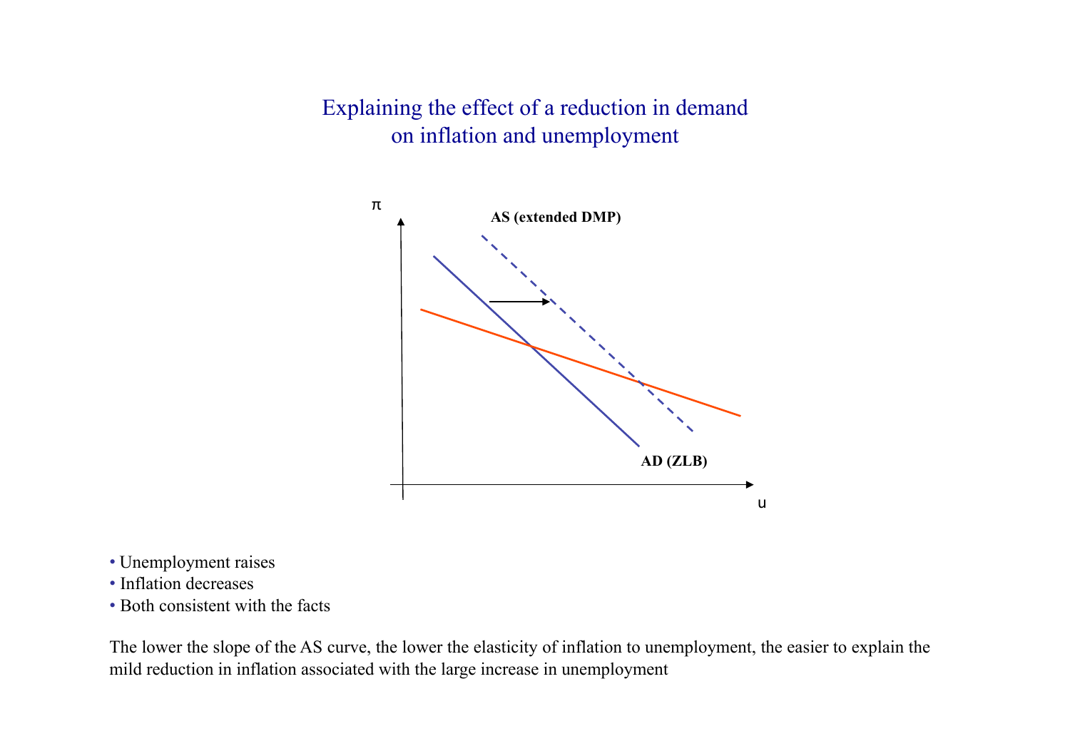# Explaining the effect of a reduction in demand on inflation and unemployment

π

AS (extended DMP)

AD (ZLB)

u

- Unemployment raises
- Inflation decreases
- Both consistent with the facts

The lower the slope of the AS curve, the lower the elasticity of inflation to unemployment, the easier to explain the mild reduction in inflation associated with the large increase in unemployment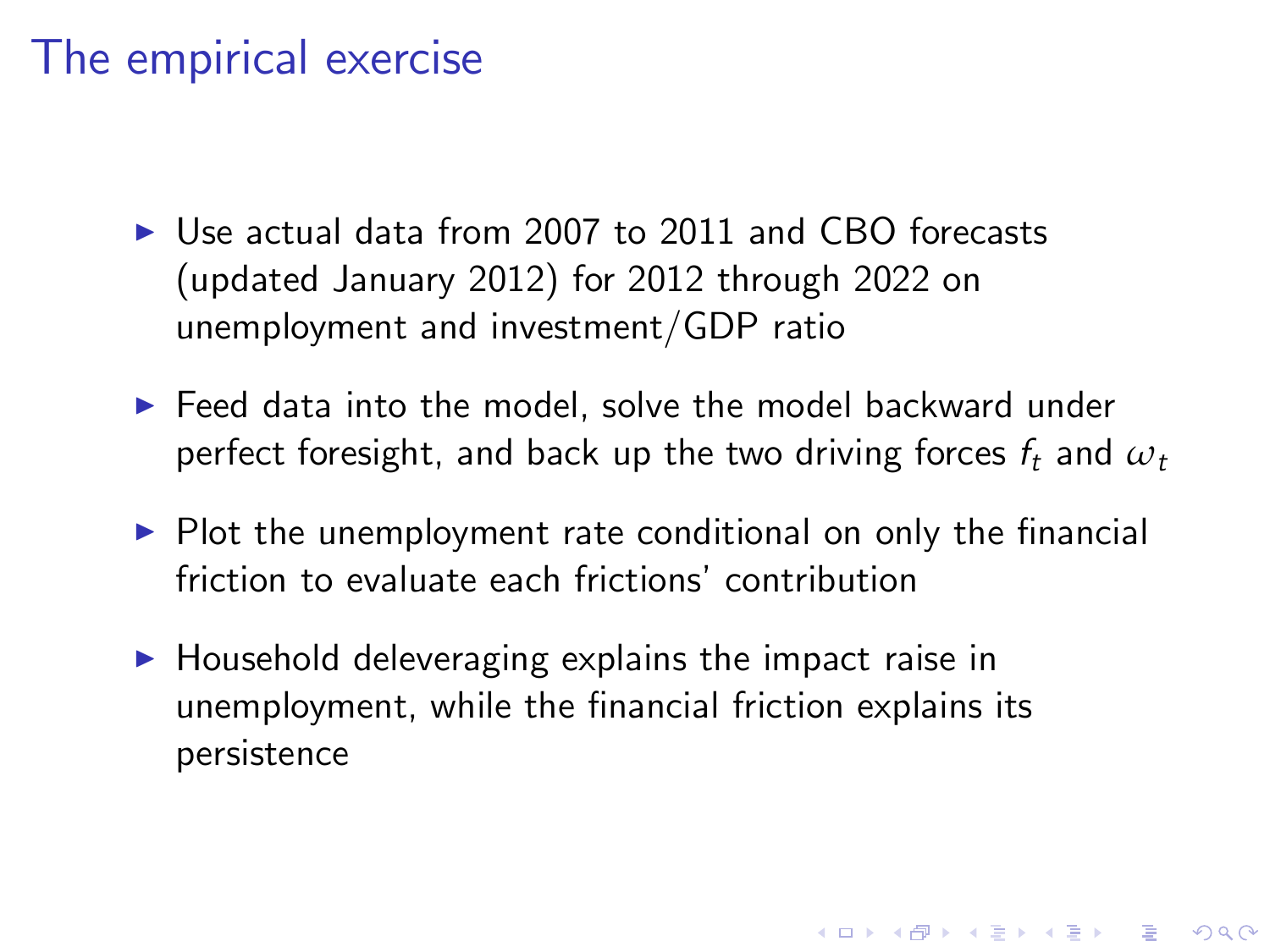# The empirical exercise

- Use actual data from 2007 to 2011 and CBO forecasts (updated January 2012) for 2012 through 2022 on unemployment and investment/GDP ratio
- Feed data into the model, solve the model backward under perfect foresight, and back up the two driving forces $f_t$ and $\omega_t$
- Plot the unemployment rate conditional on only the financial friction to evaluate each frictions' contribution
- Household deleveraging explains the impact raise in unemployment, while the financial friction explains its persistence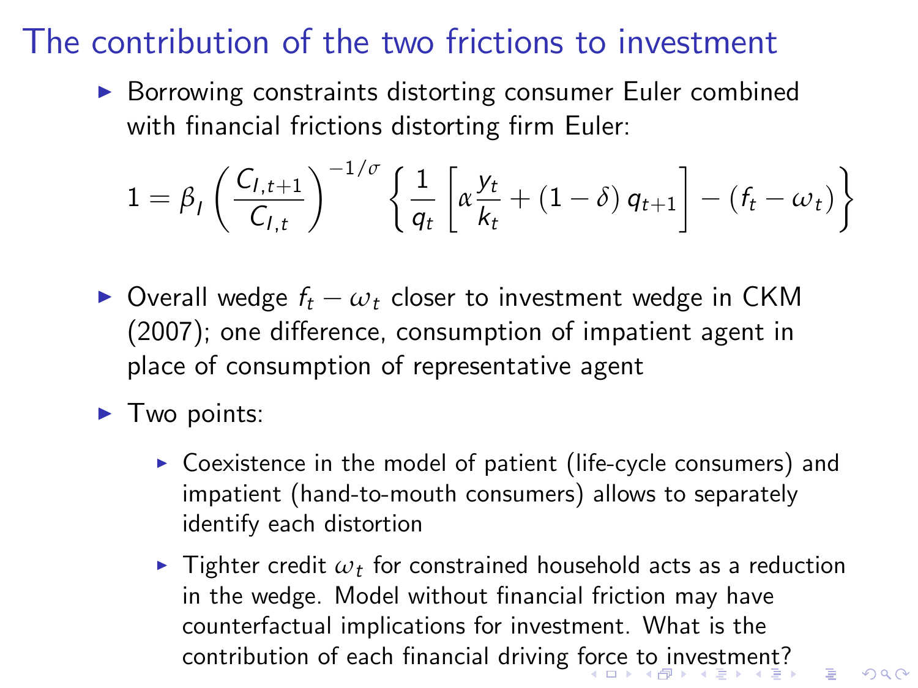# The contribution of the two frictions to investment

- Borrowing constraints distorting consumer Euler combined with financial frictions distorting firm Euler:

$$1 = \beta_I \left( \frac{C_{I,t+1}}{C_{I,t}} \right)^{-1/\sigma} \left\{ \frac{1}{q_t} \left[ \alpha \frac{y_t}{k_t} + (1-\delta)\, q_{t+1} \right] - (f_t - \omega_t) \right\}$$

- Overall wedge $f_t - \omega_t$ closer to investment wedge in CKM (2007); one difference, consumption of impatient agent in place of consumption of representative agent
- Two points:
  - Coexistence in the model of patient (life-cycle consumers) and impatient (hand-to-mouth consumers) allows to separately identify each distortion
  - Tighter credit $\omega_t$ for constrained household acts as a reduction in the wedge. Model without financial friction may have counterfactual implications for investment. What is the contribution of each financial driving force to investment?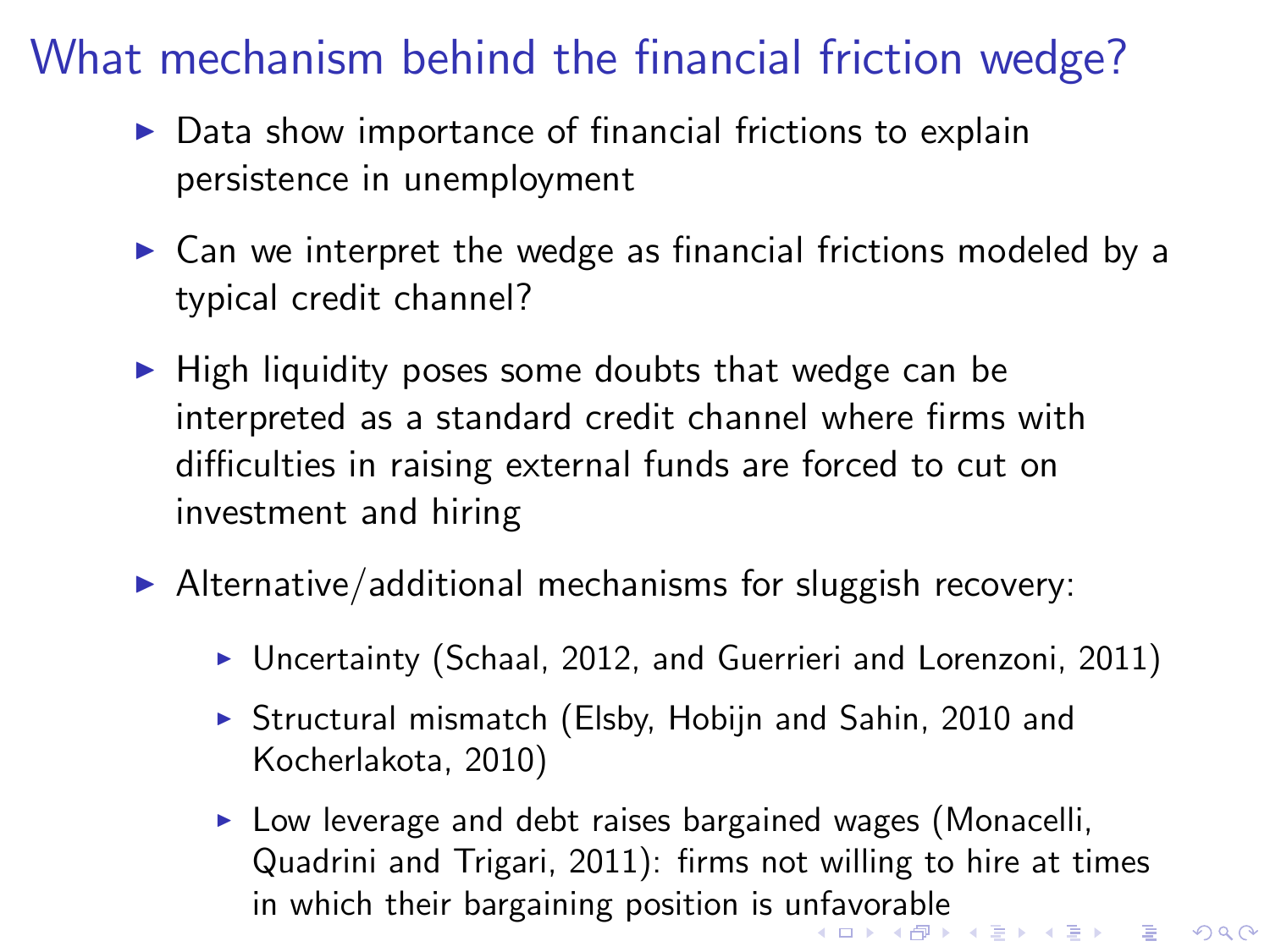# What mechanism behind the financial friction wedge?

- Data show importance of financial frictions to explain persistence in unemployment
- Can we interpret the wedge as financial frictions modeled by a typical credit channel?
- High liquidity poses some doubts that wedge can be interpreted as a standard credit channel where firms with difficulties in raising external funds are forced to cut on investment and hiring
- Alternative/additional mechanisms for sluggish recovery:
  - Uncertainty (Schaal, 2012, and Guerrieri and Lorenzoni, 2011)
  - Structural mismatch (Elsby, Hobijn and Sahin, 2010 and Kocherlakota, 2010)
  - Low leverage and debt raises bargained wages (Monacelli, Quadrini and Trigari, 2011): firms not willing to hire at times in which their bargaining position is unfavorable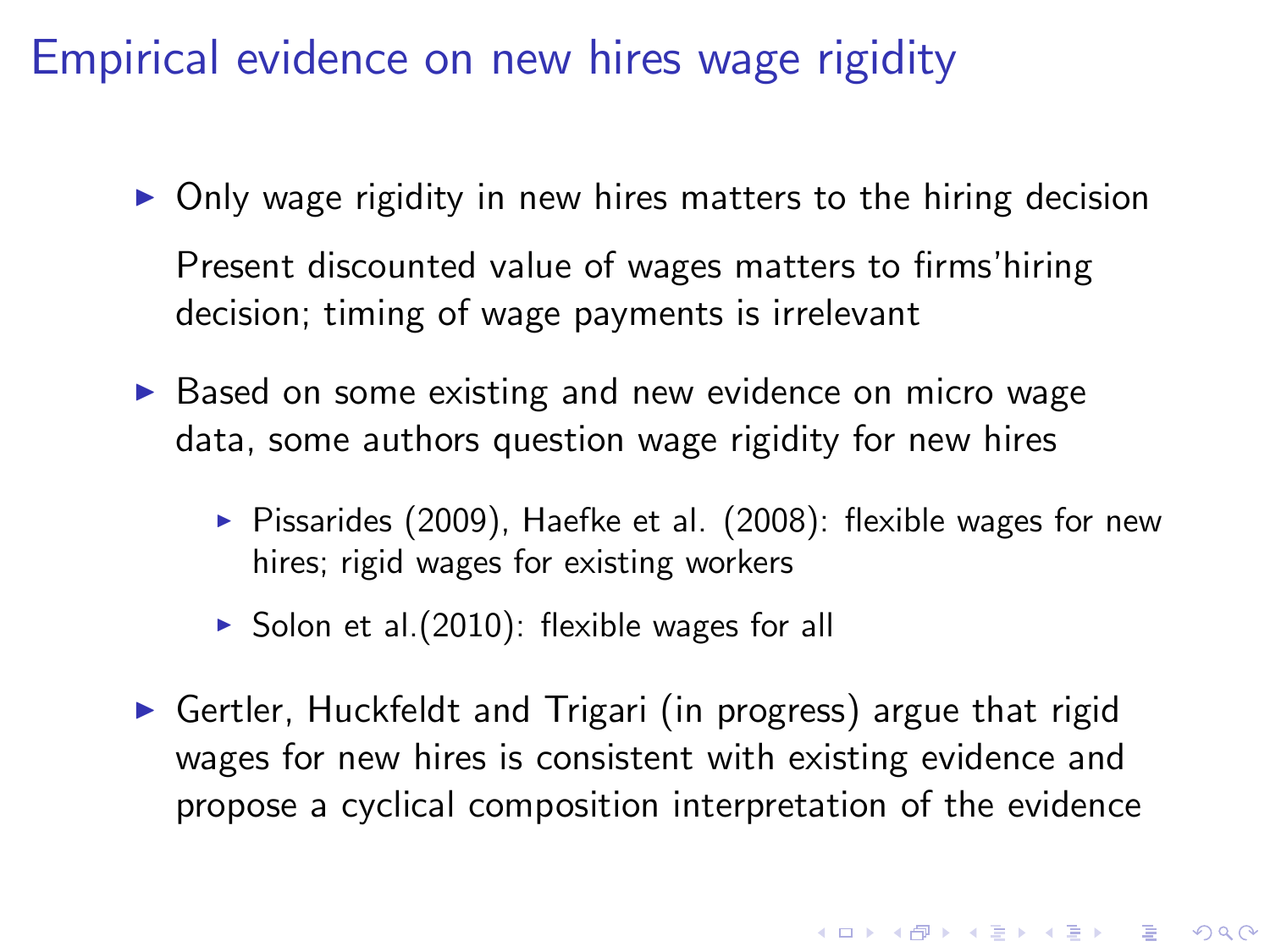# Empirical evidence on new hires wage rigidity

- Only wage rigidity in new hires matters to the hiring decision

  Present discounted value of wages matters to firms'hiring decision; timing of wage payments is irrelevant

- Based on some existing and new evidence on micro wage data, some authors question wage rigidity for new hires
  - Pissarides (2009), Haefke et al. (2008): flexible wages for new hires; rigid wages for existing workers
  - Solon et al.(2010): flexible wages for all

- Gertler, Huckfeldt and Trigari (in progress) argue that rigid wages for new hires is consistent with existing evidence and propose a cyclical composition interpretation of the evidence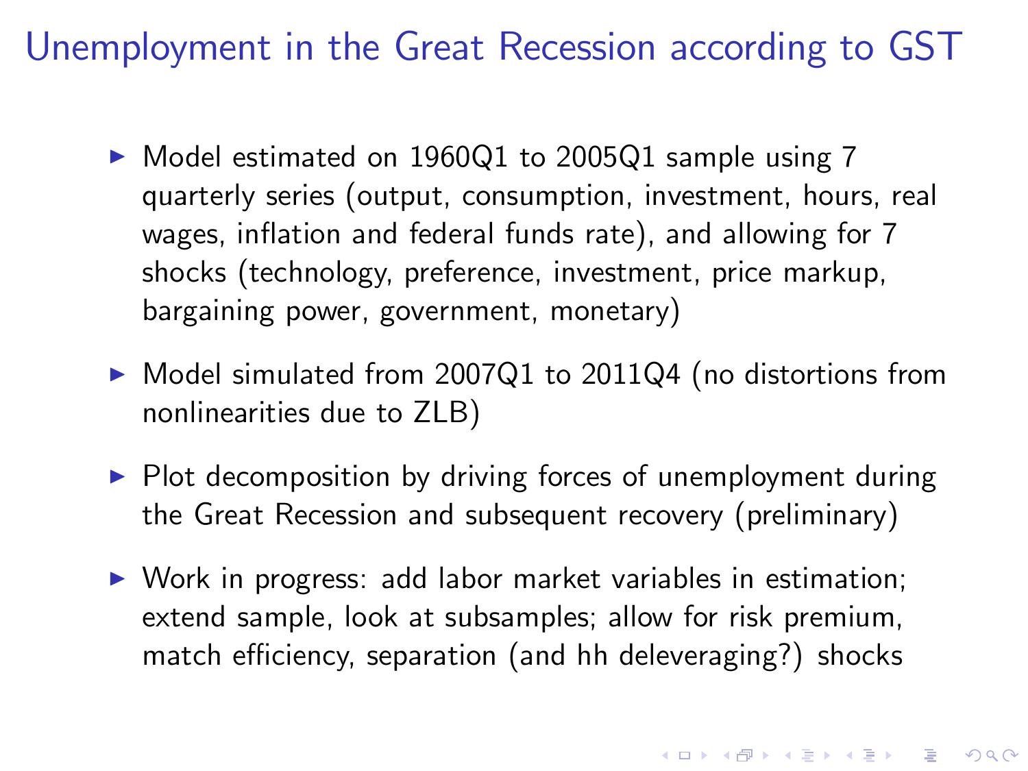# Unemployment in the Great Recession according to GST

- Model estimated on 1960Q1 to 2005Q1 sample using 7 quarterly series (output, consumption, investment, hours, real wages, inflation and federal funds rate), and allowing for 7 shocks (technology, preference, investment, price markup, bargaining power, government, monetary)
- Model simulated from 2007Q1 to 2011Q4 (no distortions from nonlinearities due to ZLB)
- Plot decomposition by driving forces of unemployment during the Great Recession and subsequent recovery (preliminary)
- Work in progress: add labor market variables in estimation; extend sample, look at subsamples; allow for risk premium, match efficiency, separation (and hh deleveraging?) shocks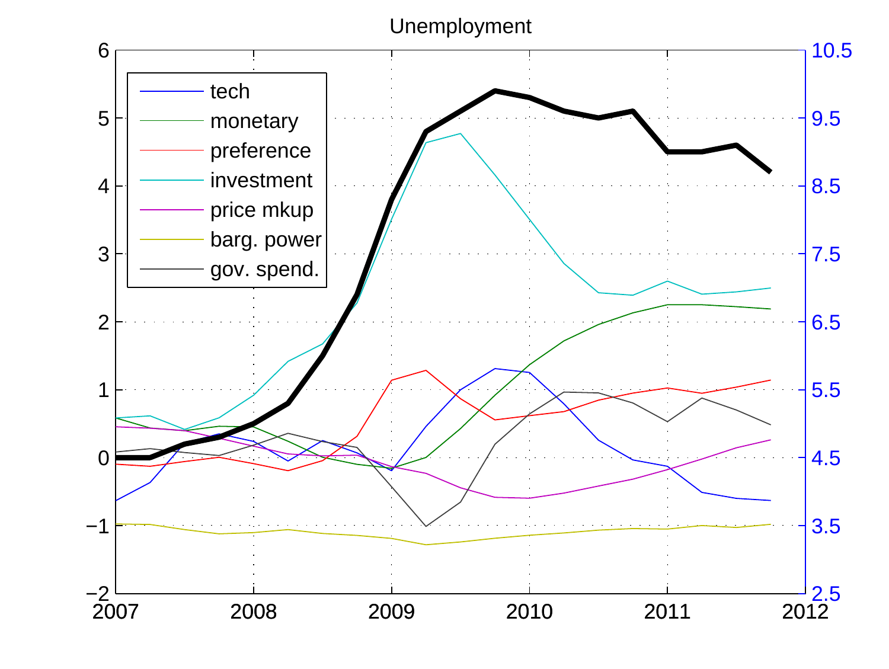Unemployment

tech
monetary
preference
investment
price mkup
barg. power
gov. spend.

6
5
4
3
2
1
0
−1
−2

10.5
9.5
8.5
7.5
6.5
5.5
4.5
3.5
2.5

2007
2008
2009
2010
2011
2012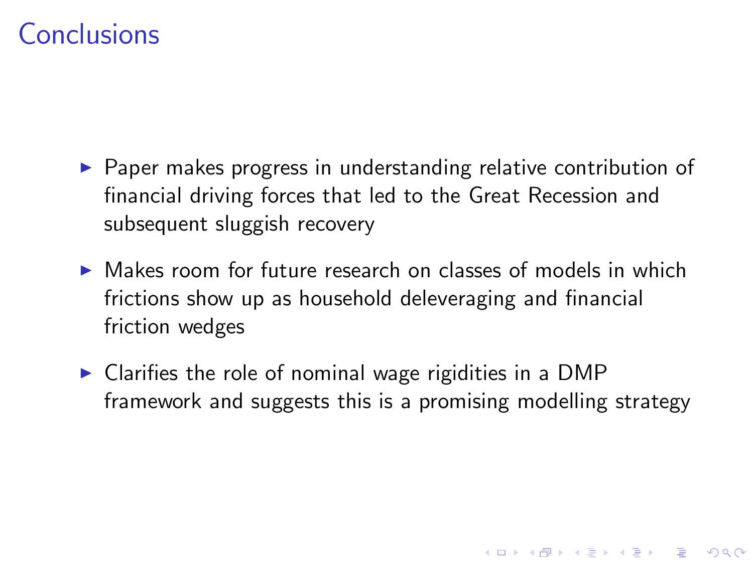# Conclusions

- Paper makes progress in understanding relative contribution of financial driving forces that led to the Great Recession and subsequent sluggish recovery
- Makes room for future research on classes of models in which frictions show up as household deleveraging and financial friction wedges
- Clarifies the role of nominal wage rigidities in a DMP framework and suggests this is a promising modelling strategy